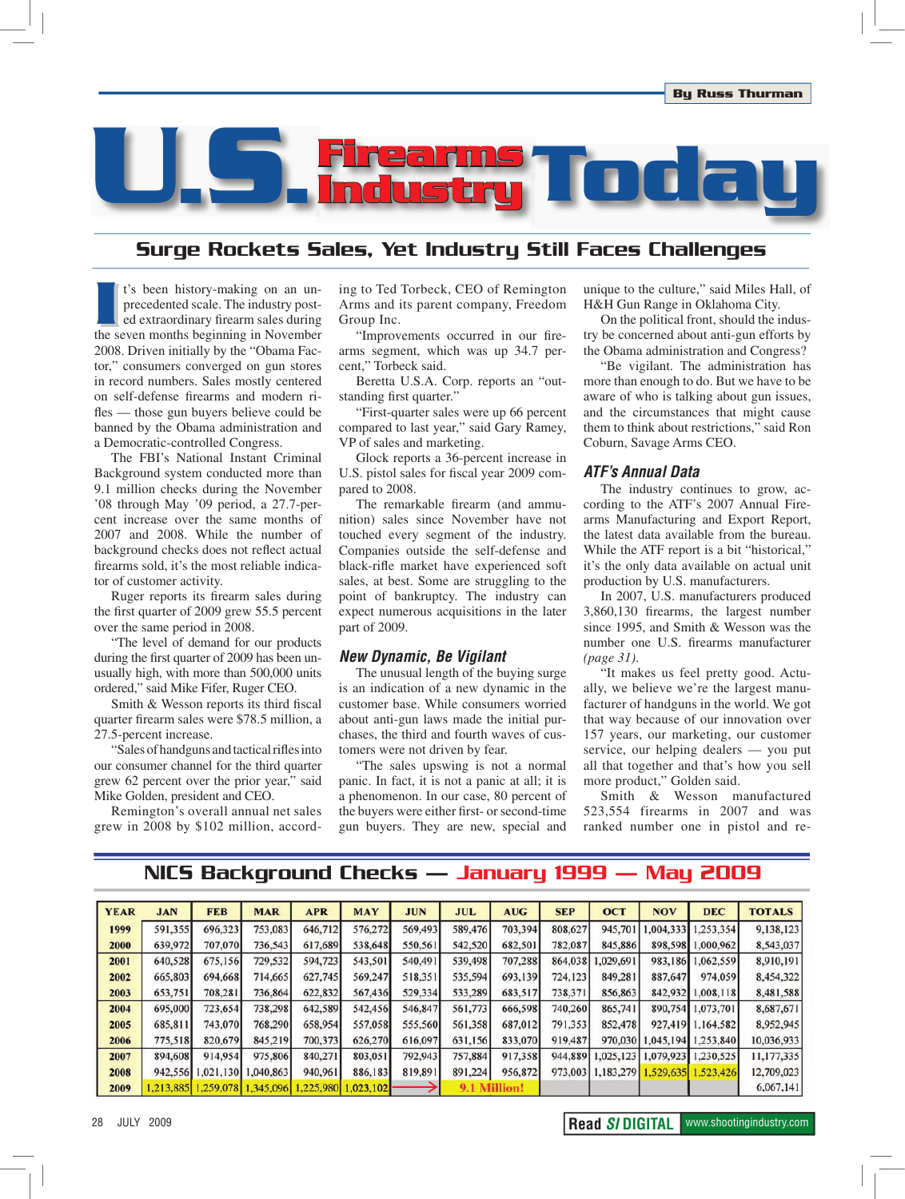By Russ Thurman

# U.S. Firearms Industry Today

## Surge Rockets Sales, Yet Industry Still Faces Challenges

It's been history-making on an unprecedented scale. The industry posted extraordinary firearm sales during the seven months beginning in November 2008. Driven initially by the "Obama Factor," consumers converged on gun stores in record numbers. Sales mostly centered on self-defense firearms and modern rifles — those gun buyers believe could be banned by the Obama administration and a Democratic-controlled Congress.

The FBI's National Instant Criminal Background system conducted more than 9.1 million checks during the November '08 through May '09 period, a 27.7-percent increase over the same months of 2007 and 2008. While the number of background checks does not reflect actual firearms sold, it's the most reliable indicator of customer activity.

Ruger reports its firearm sales during the first quarter of 2009 grew 55.5 percent over the same period in 2008.

"The level of demand for our products during the first quarter of 2009 has been unusually high, with more than 500,000 units ordered," said Mike Fifer, Ruger CEO.

Smith & Wesson reports its third fiscal quarter firearm sales were $78.5 million, a 27.5-percent increase.

"Sales of handguns and tactical rifles into our consumer channel for the third quarter grew 62 percent over the prior year," said Mike Golden, president and CEO.

Remington's overall annual net sales grew in 2008 by $102 million, according to Ted Torbeck, CEO of Remington Arms and its parent company, Freedom Group Inc.

"Improvements occurred in our firearms segment, which was up 34.7 percent," Torbeck said.

Beretta U.S.A. Corp. reports an "outstanding first quarter."

"First-quarter sales were up 66 percent compared to last year," said Gary Ramey, VP of sales and marketing.

Glock reports a 36-percent increase in U.S. pistol sales for fiscal year 2009 compared to 2008.

The remarkable firearm (and ammunition) sales since November have not touched every segment of the industry. Companies outside the self-defense and black-rifle market have experienced soft sales, at best. Some are struggling to the point of bankruptcy. The industry can expect numerous acquisitions in the later part of 2009.

### New Dynamic, Be Vigilant

The unusual length of the buying surge is an indication of a new dynamic in the customer base. While consumers worried about anti-gun laws made the initial purchases, the third and fourth waves of customers were not driven by fear.

"The sales upswing is not a normal panic. In fact, it is not a panic at all; it is a phenomenon. In our case, 80 percent of the buyers were either first- or second-time gun buyers. They are new, special and unique to the culture," said Miles Hall, of H&H Gun Range in Oklahoma City.

On the political front, should the industry be concerned about anti-gun efforts by the Obama administration and Congress?

"Be vigilant. The administration has more than enough to do. But we have to be aware of who is talking about gun issues, and the circumstances that might cause them to think about restrictions," said Ron Coburn, Savage Arms CEO.

### ATF's Annual Data

The industry continues to grow, according to the ATF's 2007 Annual Firearms Manufacturing and Export Report, the latest data available from the bureau. While the ATF report is a bit "historical," it's the only data available on actual unit production by U.S. manufacturers.

In 2007, U.S. manufacturers produced 3,860,130 firearms, the largest number since 1995, and Smith & Wesson was the number one U.S. firearms manufacturer *(page 31)*.

"It makes us feel pretty good. Actually, we believe we're the largest manufacturer of handguns in the world. We got that way because of our innovation over 157 years, our marketing, our customer service, our helping dealers — you put all that together and that's how you sell more product," Golden said.

Smith & Wesson manufactured 523,554 firearms in 2007 and was ranked number one in pistol and re-

## NICS Background Checks — January 1999 — May 2009

| YEAR | JAN | FEB | MAR | APR | MAY | JUN | JUL | AUG | SEP | OCT | NOV | DEC | TOTALS |
|---|---|---|---|---|---|---|---|---|---|---|---|---|---|
| 1999 | 591,355 | 696,323 | 753,083 | 646,712 | 576,272 | 569,493 | 589,476 | 703,394 | 808,627 | 945,701 | 1,004,333 | 1,253,354 | 9,138,123 |
| 2000 | 639,972 | 707,070 | 736,543 | 617,689 | 538,648 | 550,561 | 542,520 | 682,501 | 782,087 | 845,886 | 898,598 | 1,000,962 | 8,543,037 |
| 2001 | 640,528 | 675,156 | 729,532 | 594,723 | 543,501 | 540,491 | 539,498 | 707,288 | 864,038 | 1,029,691 | 983,186 | 1,062,559 | 8,910,191 |
| 2002 | 665,803 | 694,668 | 714,665 | 627,745 | 569,247 | 518,351 | 535,594 | 693,139 | 724,123 | 849,281 | 887,647 | 974,059 | 8,454,322 |
| 2003 | 653,751 | 708,281 | 736,864 | 622,832 | 567,436 | 529,334 | 533,289 | 683,517 | 738,371 | 856,863 | 842,932 | 1,008,118 | 8,481,588 |
| 2004 | 695,000 | 723,654 | 738,298 | 642,589 | 542,456 | 546,847 | 561,773 | 666,598 | 740,260 | 865,741 | 890,754 | 1,073,701 | 8,687,671 |
| 2005 | 685,811 | 743,070 | 768,290 | 658,954 | 557,058 | 555,560 | 561,358 | 687,012 | 791,353 | 852,478 | 927,419 | 1,164,582 | 8,952,945 |
| 2006 | 775,518 | 820,679 | 845,219 | 700,373 | 626,270 | 616,097 | 631,156 | 833,070 | 919,487 | 970,030 | 1,045,194 | 1,253,840 | 10,036,933 |
| 2007 | 894,608 | 914,954 | 975,806 | 840,271 | 803,051 | 792,943 | 757,884 | 917,358 | 944,889 | 1,025,123 | 1,079,923 | 1,230,525 | 11,177,335 |
| 2008 | 942,556 | 1,021,130 | 1,040,863 | 940,961 | 886,183 | 819,891 | 891,224 | 956,872 | 973,003 | 1,183,279 | 1,529,635 | 1,523,426 | 12,709,023 |
| 2009 | 1,213,885 | 1,259,078 | 1,345,096 | 1,225,980 | 1,023,102 | → | 9.1 Million! | | | | | | 6,067,141 |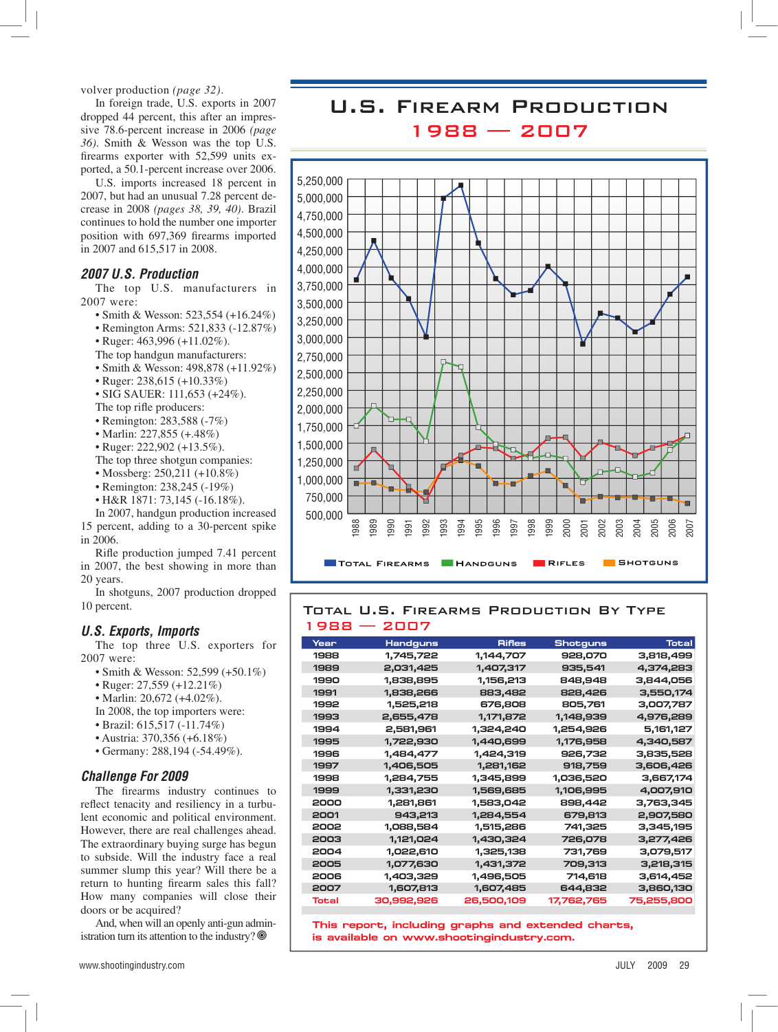volver production *(page 32)*.

In foreign trade, U.S. exports in 2007 dropped 44 percent, this after an impressive 78.6-percent increase in 2006 *(page 36)*. Smith & Wesson was the top U.S. firearms exporter with 52,599 units exported, a 50.1-percent increase over 2006.

U.S. imports increased 18 percent in 2007, but had an unusual 7.28 percent decrease in 2008 *(pages 38, 39, 40)*. Brazil continues to hold the number one importer position with 697,369 firearms imported in 2007 and 615,517 in 2008.

## 2007 U.S. Production

The top U.S. manufacturers in 2007 were:

- Smith & Wesson: 523,554 (+16.24%)
- Remington Arms: 521,833 (-12.87%)
- Ruger: 463,996 (+11.02%).

The top handgun manufacturers:

- Smith & Wesson: 498,878 (+11.92%)
- Ruger: 238,615 (+10.33%)
- SIG SAUER: 111,653 (+24%).

The top rifle producers:

- Remington: 283,588 (-7%)
- Marlin: 227,855 (+.48%)
- Ruger: 222,902 (+13.5%).

The top three shotgun companies:

- Mossberg: 250,211 (+10.8%)
- Remington: 238,245 (-19%)
- H&R 1871: 73,145 (-16.18%).

In 2007, handgun production increased 15 percent, adding to a 30-percent spike in 2006.

Rifle production jumped 7.41 percent in 2007, the best showing in more than 20 years.

In shotguns, 2007 production dropped 10 percent.

## U.S. Exports, Imports

The top three U.S. exporters for 2007 were:

- Smith & Wesson: 52,599 (+50.1%)
- Ruger: 27,559 (+12.21%)
- Marlin: 20,672 (+4.02%).

In 2008, the top importers were:

- Brazil: 615,517 (-11.74%)
- Austria: 370,356 (+6.18%)
- Germany: 288,194 (-54.49%).

## Challenge For 2009

The firearms industry continues to reflect tenacity and resiliency in a turbulent economic and political environment. However, there are real challenges ahead. The extraordinary buying surge has begun to subside. Will the industry face a real summer slump this year? Will there be a return to hunting firearm sales this fall? How many companies will close their doors or be acquired?

And, when will an openly anti-gun administration turn its attention to the industry? ◉

## U.S. Firearm Production 1988 — 2007

(Line chart: Total Firearms, Handguns, Rifles, Shotguns, 1988–2007; y-axis 500,000 to 5,250,000)

## Total U.S. Firearms Production By Type 1988 — 2007

| Year | Handguns | Rifles | Shotguns | Total |
|---|---|---|---|---|
| 1988 | 1,745,722 | 1,144,707 | 928,070 | 3,818,499 |
| 1989 | 2,031,425 | 1,407,317 | 935,541 | 4,374,283 |
| 1990 | 1,838,895 | 1,156,213 | 848,948 | 3,844,056 |
| 1991 | 1,838,266 | 883,482 | 828,426 | 3,550,174 |
| 1992 | 1,525,218 | 676,808 | 805,761 | 3,007,787 |
| 1993 | 2,655,478 | 1,171,872 | 1,148,939 | 4,976,289 |
| 1994 | 2,581,961 | 1,324,240 | 1,254,926 | 5,161,127 |
| 1995 | 1,722,930 | 1,440,699 | 1,176,958 | 4,340,587 |
| 1996 | 1,484,477 | 1,424,319 | 926,732 | 3,835,528 |
| 1997 | 1,406,505 | 1,281,162 | 918,759 | 3,606,426 |
| 1998 | 1,284,755 | 1,345,899 | 1,036,520 | 3,667,174 |
| 1999 | 1,331,230 | 1,569,685 | 1,106,995 | 4,007,910 |
| 2000 | 1,281,861 | 1,583,042 | 898,442 | 3,763,345 |
| 2001 | 943,213 | 1,284,554 | 679,813 | 2,907,580 |
| 2002 | 1,088,584 | 1,515,286 | 741,325 | 3,345,195 |
| 2003 | 1,121,024 | 1,430,324 | 726,078 | 3,277,426 |
| 2004 | 1,022,610 | 1,325,138 | 731,769 | 3,079,517 |
| 2005 | 1,077,630 | 1,431,372 | 709,313 | 3,218,315 |
| 2006 | 1,403,329 | 1,496,505 | 714,618 | 3,614,452 |
| 2007 | 1,607,813 | 1,607,485 | 644,832 | 3,860,130 |
| Total | 30,992,926 | 26,500,109 | 17,762,765 | 75,255,800 |

This report, including graphs and extended charts, is available on www.shootingindustry.com.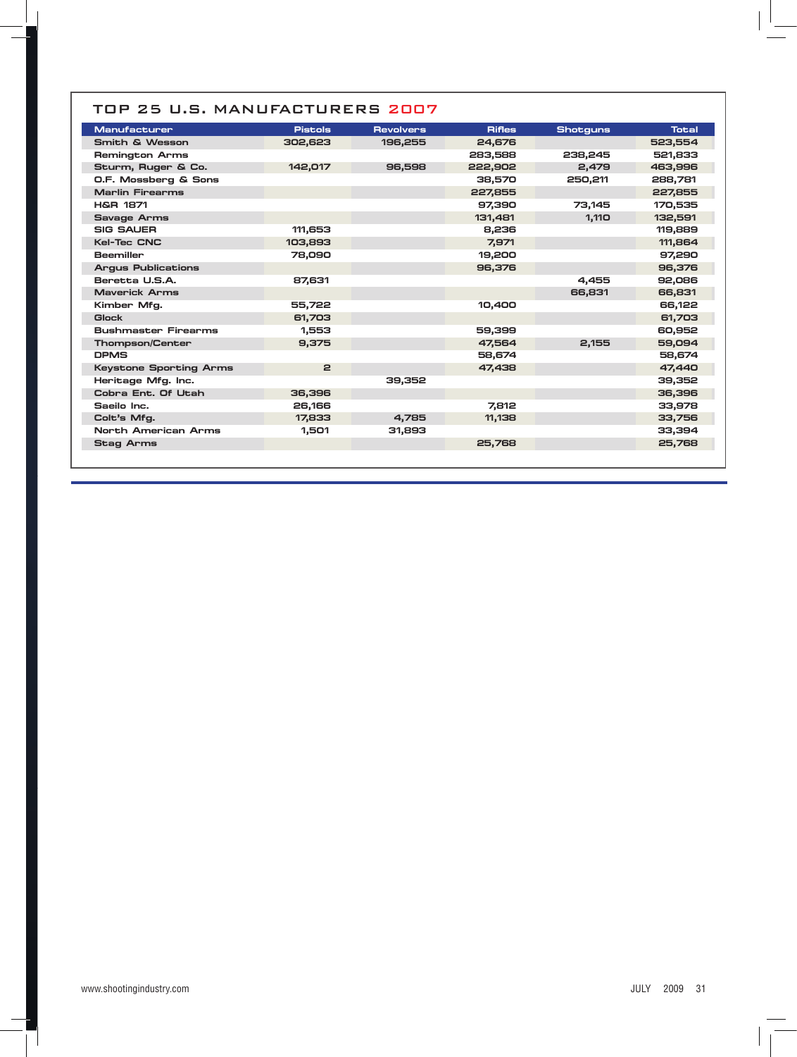## TOP 25 U.S. MANUFACTURERS 2007

| Manufacturer | Pistols | Revolvers | Rifles | Shotguns | Total |
|---|---|---|---|---|---|
| Smith & Wesson | 302,623 | 196,255 | 24,676 | | 523,554 |
| Remington Arms | | | 283,588 | 238,245 | 521,833 |
| Sturm, Ruger & Co. | 142,017 | 96,598 | 222,902 | 2,479 | 463,996 |
| O.F. Mossberg & Sons | | | 38,570 | 250,211 | 288,781 |
| Marlin Firearms | | | 227,855 | | 227,855 |
| H&R 1871 | | | 97,390 | 73,145 | 170,535 |
| Savage Arms | | | 131,481 | 1,110 | 132,591 |
| SIG SAUER | 111,653 | | 8,236 | | 119,889 |
| Kel-Tec CNC | 103,893 | | 7,971 | | 111,864 |
| Beemiller | 78,090 | | 19,200 | | 97,290 |
| Argus Publications | | | 96,376 | | 96,376 |
| Beretta U.S.A. | 87,631 | | | 4,455 | 92,086 |
| Maverick Arms | | | | 66,831 | 66,831 |
| Kimber Mfg. | 55,722 | | 10,400 | | 66,122 |
| Glock | 61,703 | | | | 61,703 |
| Bushmaster Firearms | 1,553 | | 59,399 | | 60,952 |
| Thompson/Center | 9,375 | | 47,564 | 2,155 | 59,094 |
| DPMS | | | 58,674 | | 58,674 |
| Keystone Sporting Arms | 2 | | 47,438 | | 47,440 |
| Heritage Mfg. Inc. | | 39,352 | | | 39,352 |
| Cobra Ent. Of Utah | 36,396 | | | | 36,396 |
| Saeilo Inc. | 26,166 | | 7,812 | | 33,978 |
| Colt's Mfg. | 17,833 | 4,785 | 11,138 | | 33,756 |
| North American Arms | 1,501 | 31,893 | | | 33,394 |
| Stag Arms | | | 25,768 | | 25,768 |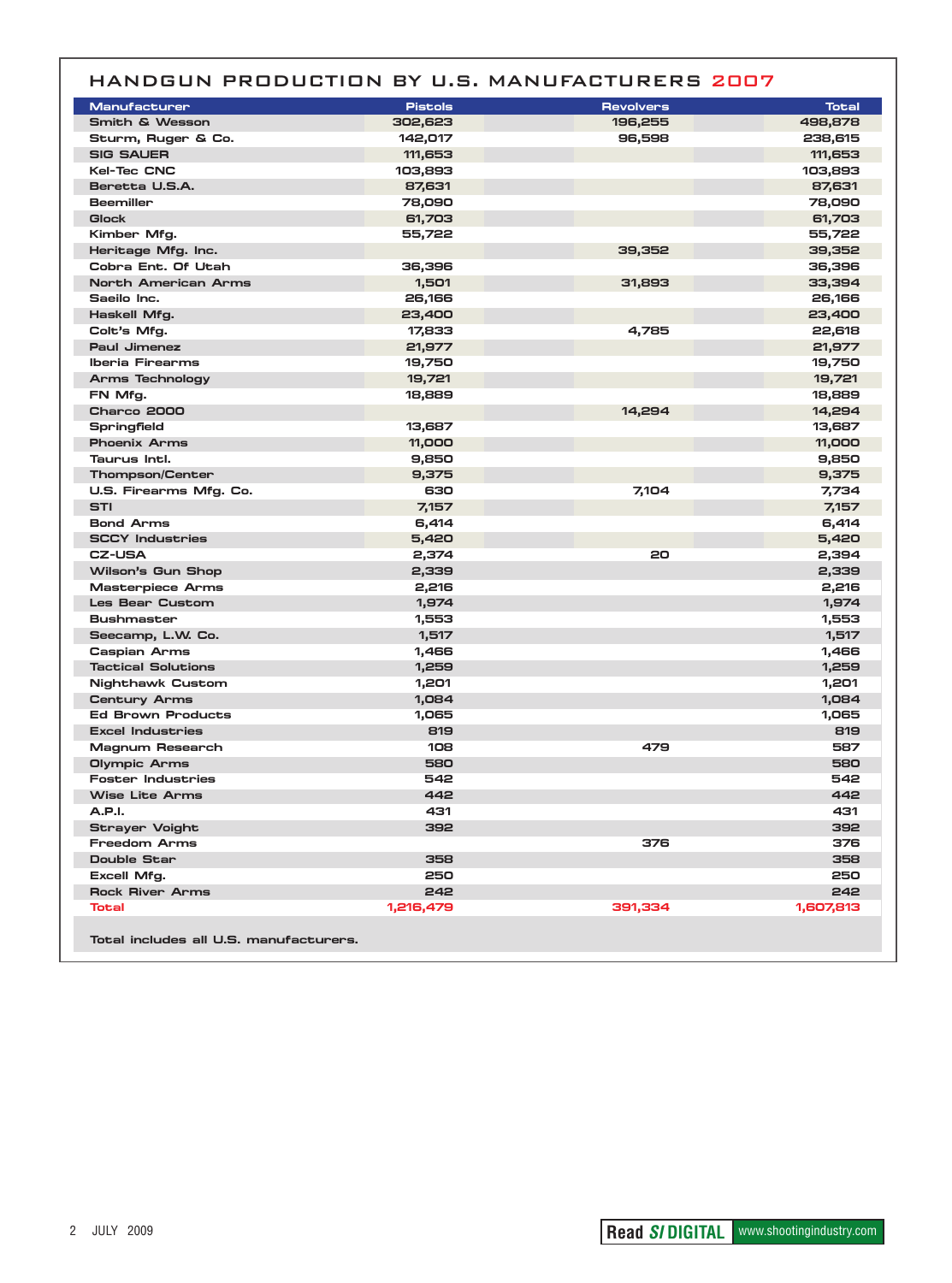## HANDGUN PRODUCTION BY U.S. MANUFACTURERS 2007

| Manufacturer | Pistols | Revolvers | Total |
|---|---|---|---|
| Smith & Wesson | 302,623 | 196,255 | 498,878 |
| Sturm, Ruger & Co. | 142,017 | 96,598 | 238,615 |
| SIG SAUER | 111,653 | | 111,653 |
| Kel-Tec CNC | 103,893 | | 103,893 |
| Beretta U.S.A. | 87,631 | | 87,631 |
| Beemiller | 78,090 | | 78,090 |
| Glock | 61,703 | | 61,703 |
| Kimber Mfg. | 55,722 | | 55,722 |
| Heritage Mfg. Inc. | | 39,352 | 39,352 |
| Cobra Ent. Of Utah | 36,396 | | 36,396 |
| North American Arms | 1,501 | 31,893 | 33,394 |
| Saeilo Inc. | 26,166 | | 26,166 |
| Haskell Mfg. | 23,400 | | 23,400 |
| Colt's Mfg. | 17,833 | 4,785 | 22,618 |
| Paul Jimenez | 21,977 | | 21,977 |
| Iberia Firearms | 19,750 | | 19,750 |
| Arms Technology | 19,721 | | 19,721 |
| FN Mfg. | 18,889 | | 18,889 |
| Charco 2000 | | 14,294 | 14,294 |
| Springfield | 13,687 | | 13,687 |
| Phoenix Arms | 11,000 | | 11,000 |
| Taurus Intl. | 9,850 | | 9,850 |
| Thompson/Center | 9,375 | | 9,375 |
| U.S. Firearms Mfg. Co. | 630 | 7,104 | 7,734 |
| STI | 7,157 | | 7,157 |
| Bond Arms | 6,414 | | 6,414 |
| SCCY Industries | 5,420 | | 5,420 |
| CZ-USA | 2,374 | 20 | 2,394 |
| Wilson's Gun Shop | 2,339 | | 2,339 |
| Masterpiece Arms | 2,216 | | 2,216 |
| Les Bear Custom | 1,974 | | 1,974 |
| Bushmaster | 1,553 | | 1,553 |
| Seecamp, L.W. Co. | 1,517 | | 1,517 |
| Caspian Arms | 1,466 | | 1,466 |
| Tactical Solutions | 1,259 | | 1,259 |
| Nighthawk Custom | 1,201 | | 1,201 |
| Century Arms | 1,084 | | 1,084 |
| Ed Brown Products | 1,065 | | 1,065 |
| Excel Industries | 819 | | 819 |
| Magnum Research | 108 | 479 | 587 |
| Olympic Arms | 580 | | 580 |
| Foster Industries | 542 | | 542 |
| Wise Lite Arms | 442 | | 442 |
| A.P.I. | 431 | | 431 |
| Strayer Voight | 392 | | 392 |
| Freedom Arms | | 376 | 376 |
| Double Star | 358 | | 358 |
| Excell Mfg. | 250 | | 250 |
| Rock River Arms | 242 | | 242 |
| **Total** | **1,216,479** | **391,334** | **1,607,813** |

Total includes all U.S. manufacturers.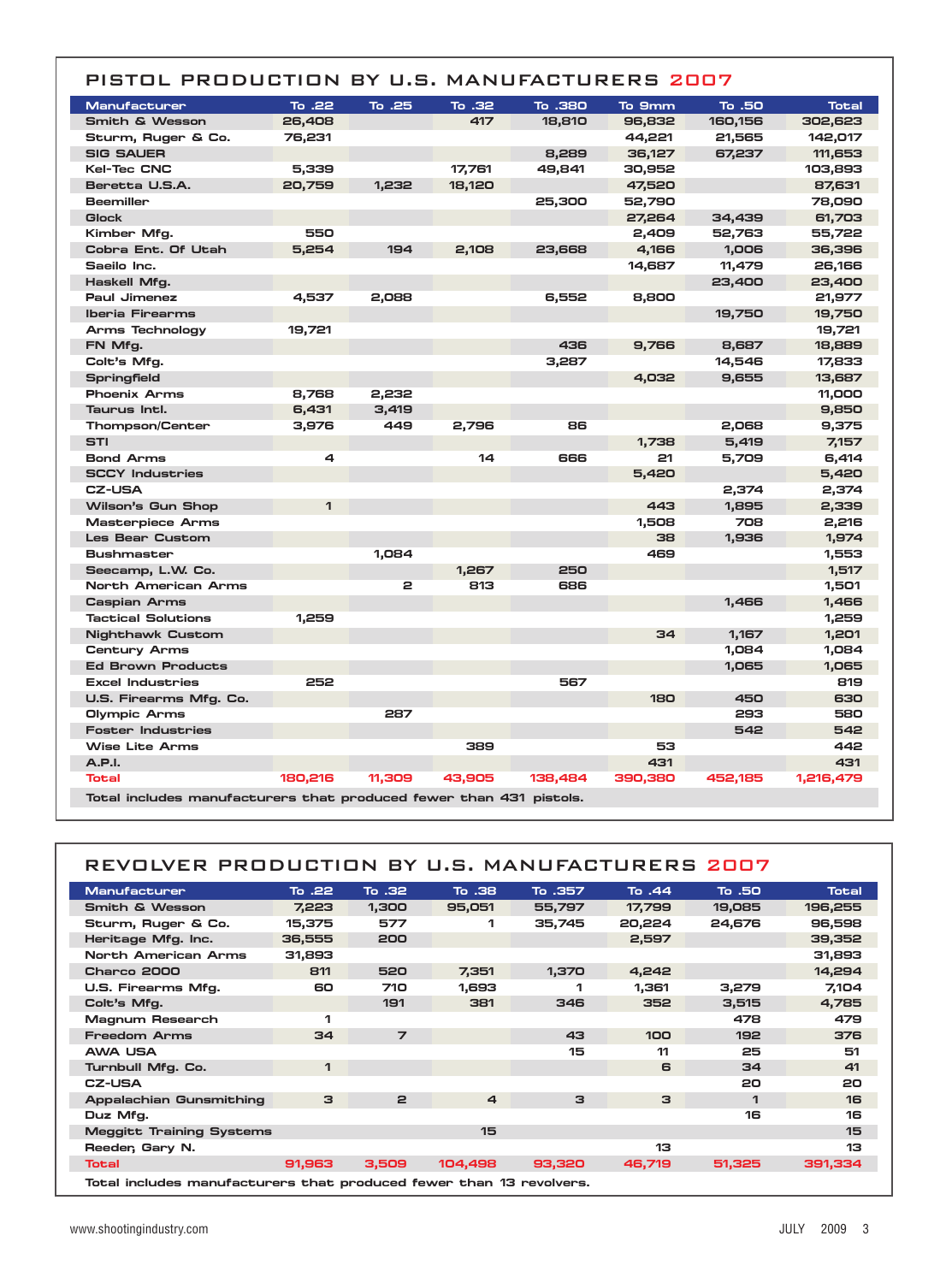## PISTOL PRODUCTION BY U.S. MANUFACTURERS 2007

| Manufacturer | To .22 | To .25 | To .32 | To .380 | To 9mm | To .50 | Total |
|---|---|---|---|---|---|---|---|
| Smith & Wesson | 26,408 | | 417 | 18,810 | 96,832 | 160,156 | 302,623 |
| Sturm, Ruger & Co. | 76,231 | | | | 44,221 | 21,565 | 142,017 |
| SIG SAUER | | | | 8,289 | 36,127 | 67,237 | 111,653 |
| Kel-Tec CNC | 5,339 | | 17,761 | 49,841 | 30,952 | | 103,893 |
| Beretta U.S.A. | 20,759 | 1,232 | 18,120 | | 47,520 | | 87,631 |
| Beemiller | | | | 25,300 | 52,790 | | 78,090 |
| Glock | | | | | 27,264 | 34,439 | 61,703 |
| Kimber Mfg. | 550 | | | | 2,409 | 52,763 | 55,722 |
| Cobra Ent. Of Utah | 5,254 | 194 | 2,108 | 23,668 | 4,166 | 1,006 | 36,396 |
| Saeilo Inc. | | | | | 14,687 | 11,479 | 26,166 |
| Haskell Mfg. | | | | | | 23,400 | 23,400 |
| Paul Jimenez | 4,537 | 2,088 | | 6,552 | 8,800 | | 21,977 |
| Iberia Firearms | | | | | | 19,750 | 19,750 |
| Arms Technology | 19,721 | | | | | | 19,721 |
| FN Mfg. | | | | 436 | 9,766 | 8,687 | 18,889 |
| Colt's Mfg. | | | | 3,287 | | 14,546 | 17,833 |
| Springfield | | | | | 4,032 | 9,655 | 13,687 |
| Phoenix Arms | 8,768 | 2,232 | | | | | 11,000 |
| Taurus Intl. | 6,431 | 3,419 | | | | | 9,850 |
| Thompson/Center | 3,976 | 449 | 2,796 | 86 | | 2,068 | 9,375 |
| STI | | | | | 1,738 | 5,419 | 7,157 |
| Bond Arms | 4 | | 14 | 666 | 21 | 5,709 | 6,414 |
| SCCY Industries | | | | | 5,420 | | 5,420 |
| CZ-USA | | | | | | 2,374 | 2,374 |
| Wilson's Gun Shop | 1 | | | | 443 | 1,895 | 2,339 |
| Masterpiece Arms | | | | | 1,508 | 708 | 2,216 |
| Les Bear Custom | | | | | 38 | 1,936 | 1,974 |
| Bushmaster | | 1,084 | | | 469 | | 1,553 |
| Seecamp, L.W. Co. | | | 1,267 | 250 | | | 1,517 |
| North American Arms | | 2 | 813 | 686 | | | 1,501 |
| Caspian Arms | | | | | | 1,466 | 1,466 |
| Tactical Solutions | 1,259 | | | | | | 1,259 |
| Nighthawk Custom | | | | | 34 | 1,167 | 1,201 |
| Century Arms | | | | | | 1,084 | 1,084 |
| Ed Brown Products | | | | | | 1,065 | 1,065 |
| Excel Industries | 252 | | | 567 | | | 819 |
| U.S. Firearms Mfg. Co. | | | | | 180 | 450 | 630 |
| Olympic Arms | | 287 | | | | 293 | 580 |
| Foster Industries | | | | | | 542 | 542 |
| Wise Lite Arms | | | 389 | | 53 | | 442 |
| A.P.I. | | | | | 431 | | 431 |
| Total | 180,216 | 11,309 | 43,905 | 138,484 | 390,380 | 452,185 | 1,216,479 |

Total includes manufacturers that produced fewer than 431 pistols.

## REVOLVER PRODUCTION BY U.S. MANUFACTURERS 2007

| Manufacturer | To .22 | To .32 | To .38 | To .357 | To .44 | To .50 | Total |
|---|---|---|---|---|---|---|---|
| Smith & Wesson | 7,223 | 1,300 | 95,051 | 55,797 | 17,799 | 19,085 | 196,255 |
| Sturm, Ruger & Co. | 15,375 | 577 | 1 | 35,745 | 20,224 | 24,676 | 96,598 |
| Heritage Mfg. Inc. | 36,555 | 200 | | | 2,597 | | 39,352 |
| North American Arms | 31,893 | | | | | | 31,893 |
| Charco 2000 | 811 | 520 | 7,351 | 1,370 | 4,242 | | 14,294 |
| U.S. Firearms Mfg. | 60 | 710 | 1,693 | 1 | 1,361 | 3,279 | 7,104 |
| Colt's Mfg. | | 191 | 381 | 346 | 352 | 3,515 | 4,785 |
| Magnum Research | 1 | | | | | 478 | 479 |
| Freedom Arms | 34 | 7 | | 43 | 100 | 192 | 376 |
| AWA USA | | | | 15 | 11 | 25 | 51 |
| Turnbull Mfg. Co. | 1 | | | | 6 | 34 | 41 |
| CZ-USA | | | | | | 20 | 20 |
| Appalachian Gunsmithing | 3 | 2 | 4 | 3 | 3 | 1 | 16 |
| Duz Mfg. | | | | | | 16 | 16 |
| Meggitt Training Systems | | | 15 | | | | 15 |
| Reeder, Gary N. | | | | | 13 | | 13 |
| Total | 91,963 | 3,509 | 104,498 | 93,320 | 46,719 | 51,325 | 391,334 |

Total includes manufacturers that produced fewer than 13 revolvers.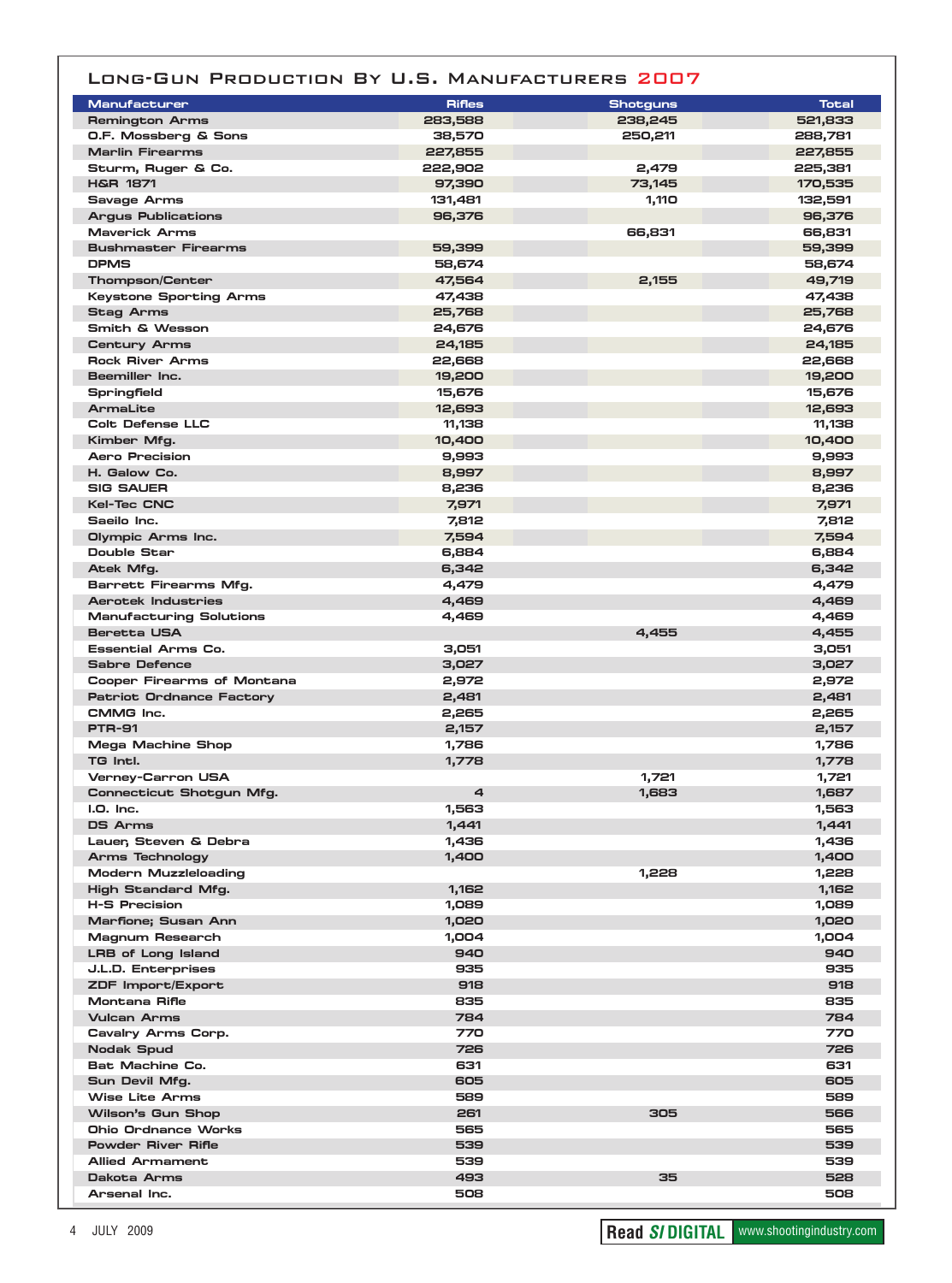## Long-Gun Production By U.S. Manufacturers 2007

| Manufacturer | Rifles | Shotguns | Total |
|---|---|---|---|
| Remington Arms | 283,588 | 238,245 | 521,833 |
| O.F. Mossberg & Sons | 38,570 | 250,211 | 288,781 |
| Marlin Firearms | 227,855 | | 227,855 |
| Sturm, Ruger & Co. | 222,902 | 2,479 | 225,381 |
| H&R 1871 | 97,390 | 73,145 | 170,535 |
| Savage Arms | 131,481 | 1,110 | 132,591 |
| Argus Publications | 96,376 | | 96,376 |
| Maverick Arms | | 66,831 | 66,831 |
| Bushmaster Firearms | 59,399 | | 59,399 |
| DPMS | 58,674 | | 58,674 |
| Thompson/Center | 47,564 | 2,155 | 49,719 |
| Keystone Sporting Arms | 47,438 | | 47,438 |
| Stag Arms | 25,768 | | 25,768 |
| Smith & Wesson | 24,676 | | 24,676 |
| Century Arms | 24,185 | | 24,185 |
| Rock River Arms | 22,668 | | 22,668 |
| Beemiller Inc. | 19,200 | | 19,200 |
| Springfield | 15,676 | | 15,676 |
| ArmaLite | 12,693 | | 12,693 |
| Colt Defense LLC | 11,138 | | 11,138 |
| Kimber Mfg. | 10,400 | | 10,400 |
| Aero Precision | 9,993 | | 9,993 |
| H. Galow Co. | 8,997 | | 8,997 |
| SIG SAUER | 8,236 | | 8,236 |
| Kel-Tec CNC | 7,971 | | 7,971 |
| Saeilo Inc. | 7,812 | | 7,812 |
| Olympic Arms Inc. | 7,594 | | 7,594 |
| Double Star | 6,884 | | 6,884 |
| Atek Mfg. | 6,342 | | 6,342 |
| Barrett Firearms Mfg. | 4,479 | | 4,479 |
| Aerotek Industries | 4,469 | | 4,469 |
| Manufacturing Solutions | 4,469 | | 4,469 |
| Beretta USA | | 4,455 | 4,455 |
| Essential Arms Co. | 3,051 | | 3,051 |
| Sabre Defence | 3,027 | | 3,027 |
| Cooper Firearms of Montana | 2,972 | | 2,972 |
| Patriot Ordnance Factory | 2,481 | | 2,481 |
| CMMG Inc. | 2,265 | | 2,265 |
| PTR-91 | 2,157 | | 2,157 |
| Mega Machine Shop | 1,786 | | 1,786 |
| TG Intl. | 1,778 | | 1,778 |
| Verney-Carron USA | | 1,721 | 1,721 |
| Connecticut Shotgun Mfg. | 4 | 1,683 | 1,687 |
| I.O. Inc. | 1,563 | | 1,563 |
| DS Arms | 1,441 | | 1,441 |
| Lauer, Steven & Debra | 1,436 | | 1,436 |
| Arms Technology | 1,400 | | 1,400 |
| Modern Muzzleloading | | 1,228 | 1,228 |
| High Standard Mfg. | 1,162 | | 1,162 |
| H-S Precision | 1,089 | | 1,089 |
| Marfione; Susan Ann | 1,020 | | 1,020 |
| Magnum Research | 1,004 | | 1,004 |
| LRB of Long Island | 940 | | 940 |
| J.L.D. Enterprises | 935 | | 935 |
| ZDF Import/Export | 918 | | 918 |
| Montana Rifle | 835 | | 835 |
| Vulcan Arms | 784 | | 784 |
| Cavalry Arms Corp. | 770 | | 770 |
| Nodak Spud | 726 | | 726 |
| Bat Machine Co. | 631 | | 631 |
| Sun Devil Mfg. | 605 | | 605 |
| Wise Lite Arms | 589 | | 589 |
| Wilson's Gun Shop | 261 | 305 | 566 |
| Ohio Ordnance Works | 565 | | 565 |
| Powder River Rifle | 539 | | 539 |
| Allied Armament | 539 | | 539 |
| Dakota Arms | 493 | 35 | 528 |
| Arsenal Inc. | 508 | | 508 |

Read SI DIGITAL www.shootingindustry.com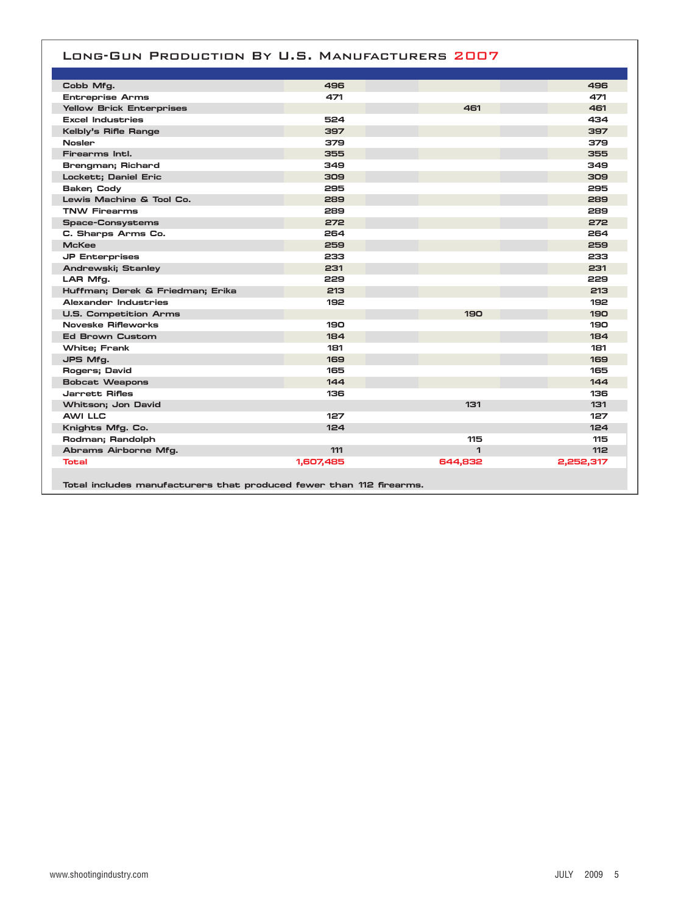# Long-Gun Production By U.S. Manufacturers 2007

| | | | | | |
|---|---|---|---|---|---|
| Cobb Mfg. | 496 | | | | 496 |
| Entreprise Arms | 471 | | | | 471 |
| Yellow Brick Enterprises | | | 461 | | 461 |
| Excel Industries | 524 | | | | 434 |
| Kelbly's Rifle Range | 397 | | | | 397 |
| Nosler | 379 | | | | 379 |
| Firearms Intl. | 355 | | | | 355 |
| Brengman; Richard | 349 | | | | 349 |
| Lockett; Daniel Eric | 309 | | | | 309 |
| Baker; Cody | 295 | | | | 295 |
| Lewis Machine & Tool Co. | 289 | | | | 289 |
| TNW Firearms | 289 | | | | 289 |
| Space-Consystems | 272 | | | | 272 |
| C. Sharps Arms Co. | 264 | | | | 264 |
| McKee | 259 | | | | 259 |
| JP Enterprises | 233 | | | | 233 |
| Andrewski; Stanley | 231 | | | | 231 |
| LAR Mfg. | 229 | | | | 229 |
| Huffman; Derek & Friedman; Erika | 213 | | | | 213 |
| Alexander Industries | 192 | | | | 192 |
| U.S. Competition Arms | | | 190 | | 190 |
| Noveske Rifleworks | 190 | | | | 190 |
| Ed Brown Custom | 184 | | | | 184 |
| White; Frank | 181 | | | | 181 |
| JPS Mfg. | 169 | | | | 169 |
| Rogers; David | 165 | | | | 165 |
| Bobcat Weapons | 144 | | | | 144 |
| Jarrett Rifles | 136 | | | | 136 |
| Whitson; Jon David | | | 131 | | 131 |
| AWI LLC | 127 | | | | 127 |
| Knights Mfg. Co. | 124 | | | | 124 |
| Rodman; Randolph | | | 115 | | 115 |
| Abrams Airborne Mfg. | 111 | | 1 | | 112 |
| **Total** | **1,607,485** | | **644,832** | | **2,252,317** |

Total includes manufacturers that produced fewer than 112 firearms.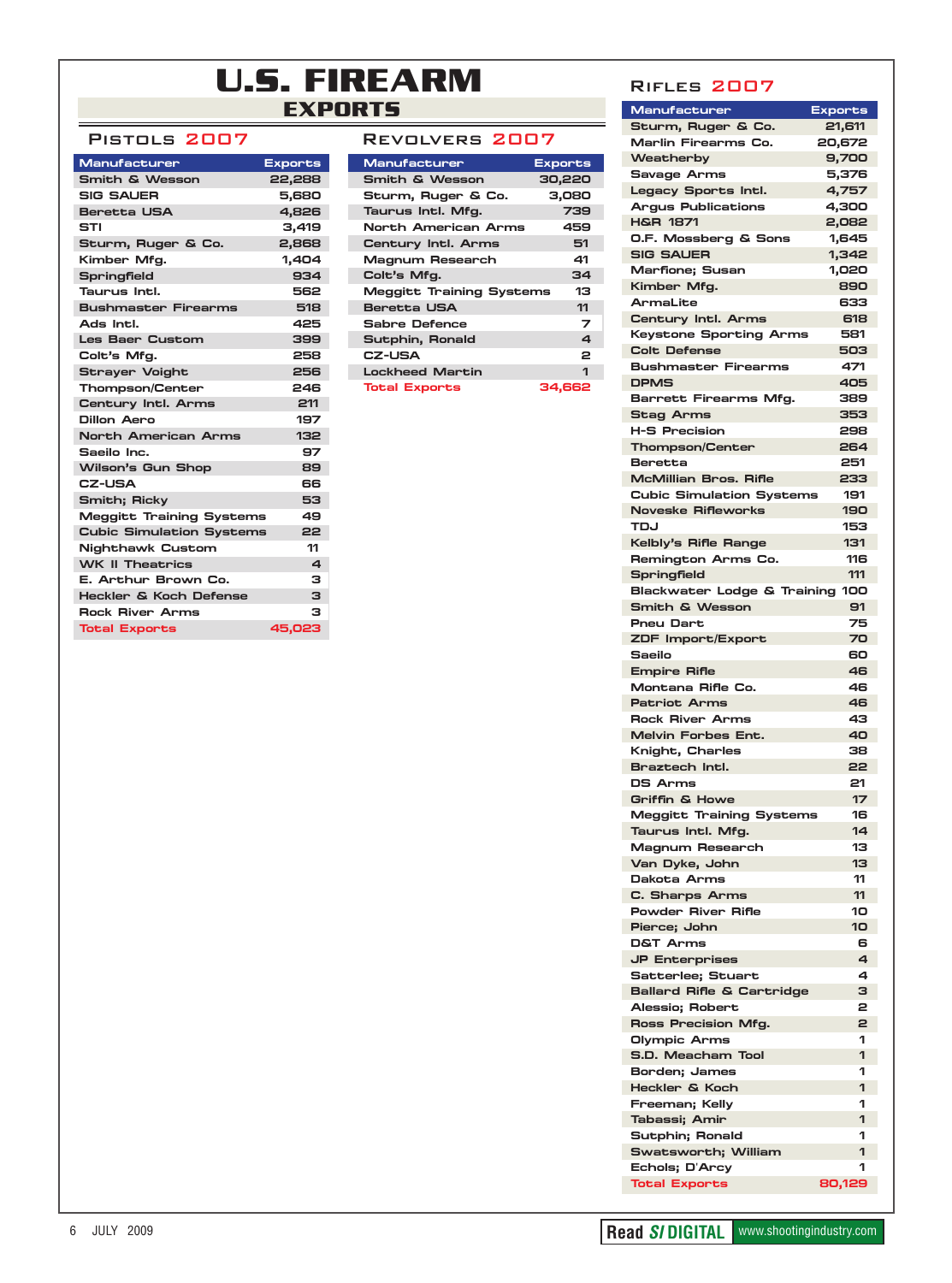# U.S. FIREARM EXPORTS

## Pistols 2007

| Manufacturer | Exports |
|---|---|
| Smith & Wesson | 22,288 |
| SIG SAUER | 5,680 |
| Beretta USA | 4,826 |
| STI | 3,419 |
| Sturm, Ruger & Co. | 2,868 |
| Kimber Mfg. | 1,404 |
| Springfield | 934 |
| Taurus Intl. | 562 |
| Bushmaster Firearms | 518 |
| Ads Intl. | 425 |
| Les Baer Custom | 399 |
| Colt's Mfg. | 258 |
| Strayer Voight | 256 |
| Thompson/Center | 246 |
| Century Intl. Arms | 211 |
| Dillon Aero | 197 |
| North American Arms | 132 |
| Saeilo Inc. | 97 |
| Wilson's Gun Shop | 89 |
| CZ-USA | 66 |
| Smith; Ricky | 53 |
| Meggitt Training Systems | 49 |
| Cubic Simulation Systems | 22 |
| Nighthawk Custom | 11 |
| WK II Theatrics | 4 |
| E. Arthur Brown Co. | 3 |
| Heckler & Koch Defense | 3 |
| Rock River Arms | 3 |
| Total Exports | 45,023 |

## Revolvers 2007

| Manufacturer | Exports |
|---|---|
| Smith & Wesson | 30,220 |
| Sturm, Ruger & Co. | 3,080 |
| Taurus Intl. Mfg. | 739 |
| North American Arms | 459 |
| Century Intl. Arms | 51 |
| Magnum Research | 41 |
| Colt's Mfg. | 34 |
| Meggitt Training Systems | 13 |
| Beretta USA | 11 |
| Sabre Defence | 7 |
| Sutphin, Ronald | 4 |
| CZ-USA | 2 |
| Lockheed Martin | 1 |
| Total Exports | 34,662 |

## Rifles 2007

| Manufacturer | Exports |
|---|---|
| Sturm, Ruger & Co. | 21,611 |
| Marlin Firearms Co. | 20,672 |
| Weatherby | 9,700 |
| Savage Arms | 5,376 |
| Legacy Sports Intl. | 4,757 |
| Argus Publications | 4,300 |
| H&R 1871 | 2,082 |
| O.F. Mossberg & Sons | 1,645 |
| SIG SAUER | 1,342 |
| Marfione; Susan | 1,020 |
| Kimber Mfg. | 890 |
| ArmaLite | 633 |
| Century Intl. Arms | 618 |
| Keystone Sporting Arms | 581 |
| Colt Defense | 503 |
| Bushmaster Firearms | 471 |
| DPMS | 405 |
| Barrett Firearms Mfg. | 389 |
| Stag Arms | 353 |
| H-S Precision | 298 |
| Thompson/Center | 264 |
| Beretta | 251 |
| McMillian Bros. Rifle | 233 |
| Cubic Simulation Systems | 191 |
| Noveske Rifleworks | 190 |
| TDJ | 153 |
| Kelbly's Rifle Range | 131 |
| Remington Arms Co. | 116 |
| Springfield | 111 |
| Blackwater Lodge & Training | 100 |
| Smith & Wesson | 91 |
| Pneu Dart | 75 |
| ZDF Import/Export | 70 |
| Saeilo | 60 |
| Empire Rifle | 46 |
| Montana Rifle Co. | 46 |
| Patriot Arms | 46 |
| Rock River Arms | 43 |
| Melvin Forbes Ent. | 40 |
| Knight, Charles | 38 |
| Braztech Intl. | 22 |
| DS Arms | 21 |
| Griffin & Howe | 17 |
| Meggitt Training Systems | 16 |
| Taurus Intl. Mfg. | 14 |
| Magnum Research | 13 |
| Van Dyke, John | 13 |
| Dakota Arms | 11 |
| C. Sharps Arms | 11 |
| Powder River Rifle | 10 |
| Pierce; John | 10 |
| D&T Arms | 6 |
| JP Enterprises | 4 |
| Satterlee; Stuart | 4 |
| Ballard Rifle & Cartridge | 3 |
| Alessio; Robert | 2 |
| Ross Precision Mfg. | 2 |
| Olympic Arms | 1 |
| S.D. Meacham Tool | 1 |
| Borden; James | 1 |
| Heckler & Koch | 1 |
| Freeman; Kelly | 1 |
| Tabassi; Amir | 1 |
| Sutphin; Ronald | 1 |
| Swatsworth; William | 1 |
| Echols; D'Arcy | 1 |
| Total Exports | 80,129 |

Read SI DIGITAL www.shootingindustry.com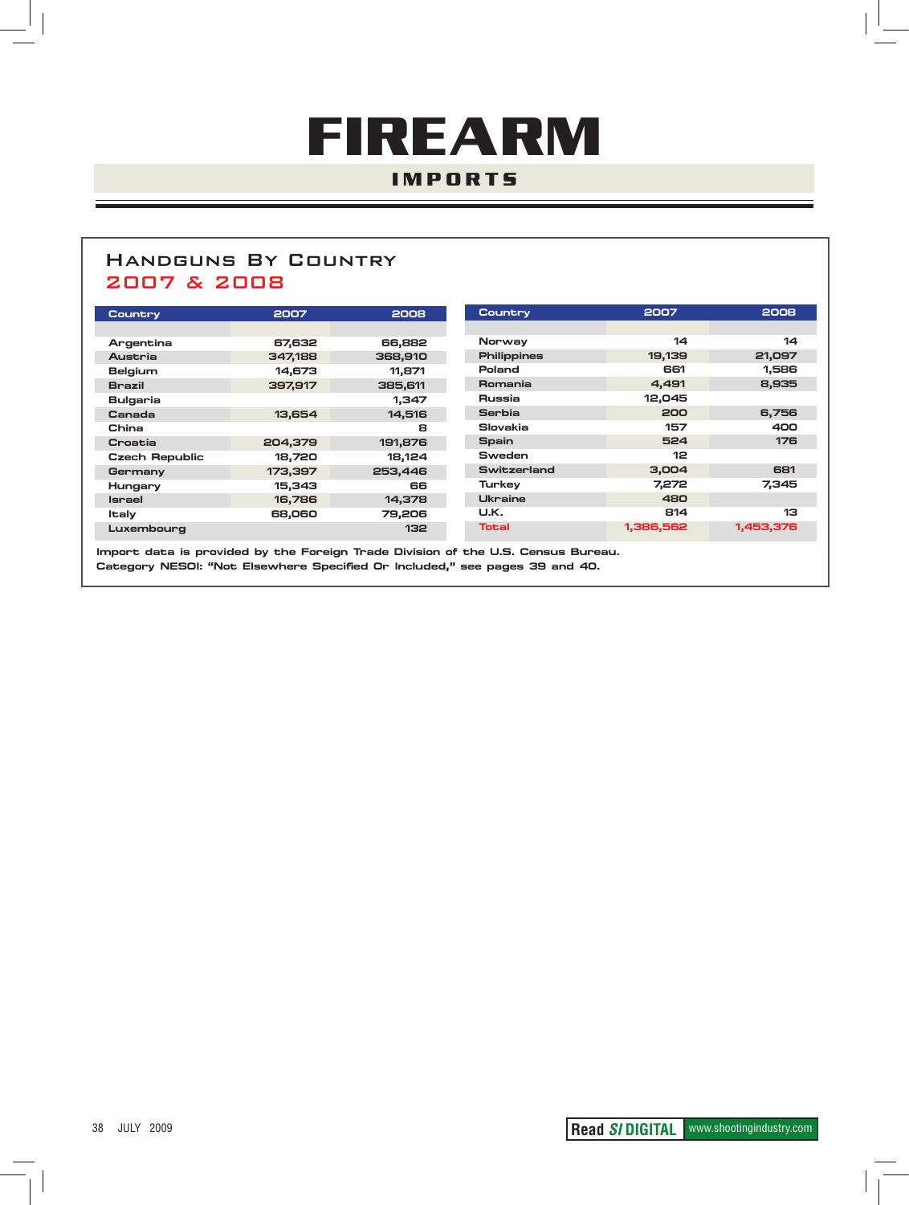# FIREARM

## IMPORTS

### Handguns By Country 2007 & 2008

| Country | 2007 | 2008 |
|---|---|---|
| Argentina | 67,632 | 66,882 |
| Austria | 347,188 | 368,910 |
| Belgium | 14,673 | 11,871 |
| Brazil | 397,917 | 385,611 |
| Bulgaria | | 1,347 |
| Canada | 13,654 | 14,516 |
| China | | 8 |
| Croatia | 204,379 | 191,876 |
| Czech Republic | 18,720 | 18,124 |
| Germany | 173,397 | 253,446 |
| Hungary | 15,343 | 66 |
| Israel | 16,786 | 14,378 |
| Italy | 68,060 | 79,206 |
| Luxembourg | | 132 |
| Norway | 14 | 14 |
| Philippines | 19,139 | 21,097 |
| Poland | 661 | 1,586 |
| Romania | 4,491 | 8,935 |
| Russia | 12,045 | |
| Serbia | 200 | 6,756 |
| Slovakia | 157 | 400 |
| Spain | 524 | 176 |
| Sweden | 12 | |
| Switzerland | 3,004 | 681 |
| Turkey | 7,272 | 7,345 |
| Ukraine | 480 | |
| U.K. | 814 | 13 |
| Total | 1,386,562 | 1,453,376 |

Import data is provided by the Foreign Trade Division of the U.S. Census Bureau.
Category NESOI: "Not Elsewhere Specified Or Included," see pages 39 and 40.

Read *SI* DIGITAL www.shootingindustry.com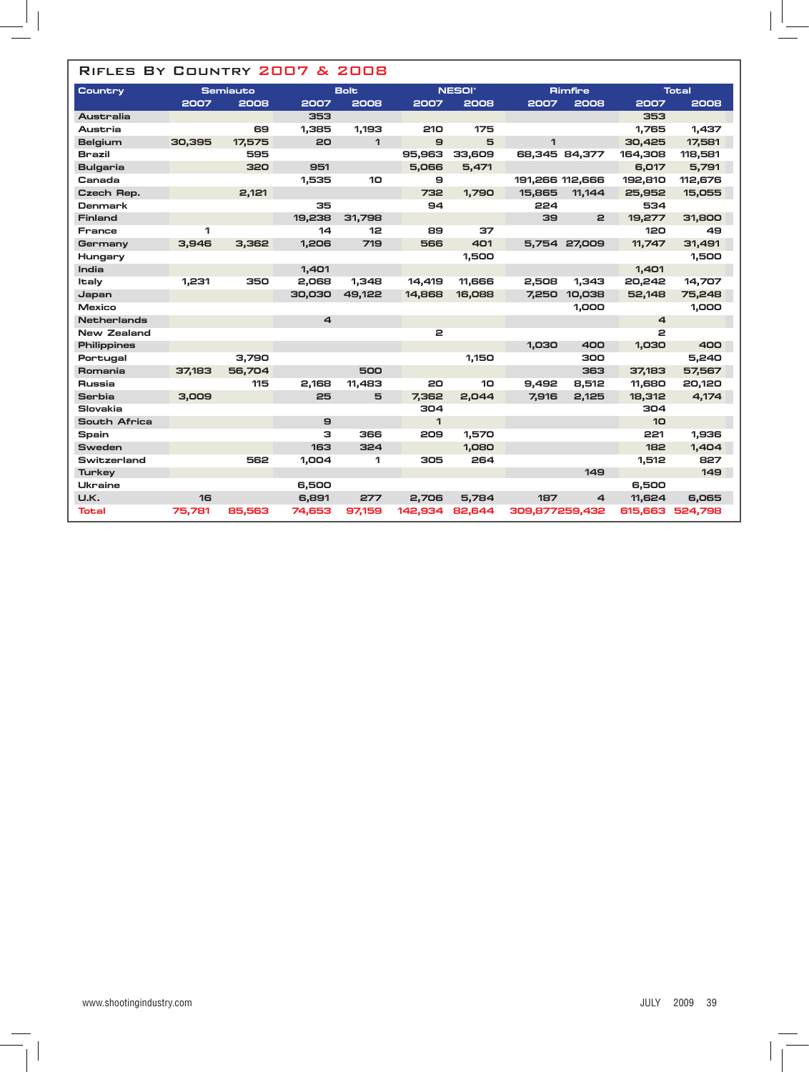# Rifles By Country 2007 & 2008

| Country | Semiauto | | Bolt | | NESOI* | | Rimfire | | Total | |
|---|---|---|---|---|---|---|---|---|---|---|
| | 2007 | 2008 | 2007 | 2008 | 2007 | 2008 | 2007 | 2008 | 2007 | 2008 |
| Australia | | | 353 | | | | | | 353 | |
| Austria | | 69 | 1,385 | 1,193 | 210 | 175 | | | 1,765 | 1,437 |
| Belgium | 30,395 | 17,575 | 20 | 1 | 9 | 5 | 1 | | 30,425 | 17,581 |
| Brazil | | 595 | | | 95,963 | 33,609 | 68,345 | 84,377 | 164,308 | 118,581 |
| Bulgaria | | 320 | 951 | | 5,066 | 5,471 | | | 6,017 | 5,791 |
| Canada | | | 1,535 | 10 | 9 | | 191,266 | 112,666 | 192,810 | 112,676 |
| Czech Rep. | | 2,121 | | | 732 | 1,790 | 15,865 | 11,144 | 25,952 | 15,055 |
| Denmark | | | 35 | | 94 | | 224 | | 534 | |
| Finland | | | 19,238 | 31,798 | | | 39 | 2 | 19,277 | 31,800 |
| France | 1 | | 14 | 12 | 89 | 37 | | | 120 | 49 |
| Germany | 3,946 | 3,362 | 1,206 | 719 | 566 | 401 | 5,754 | 27,009 | 11,747 | 31,491 |
| Hungary | | | | | | 1,500 | | | | 1,500 |
| India | | | 1,401 | | | | | | 1,401 | |
| Italy | 1,231 | 350 | 2,068 | 1,348 | 14,419 | 11,666 | 2,508 | 1,343 | 20,242 | 14,707 |
| Japan | | | 30,030 | 49,122 | 14,868 | 16,088 | 7,250 | 10,038 | 52,148 | 75,248 |
| Mexico | | | | | | | | 1,000 | | 1,000 |
| Netherlands | | | 4 | | | | | | 4 | |
| New Zealand | | | | | 2 | | | | 2 | |
| Philippines | | | | | | | 1,030 | 400 | 1,030 | 400 |
| Portugal | | 3,790 | | | | 1,150 | | 300 | | 5,240 |
| Romania | 37,183 | 56,704 | | 500 | | | | 363 | 37,183 | 57,567 |
| Russia | | 115 | 2,168 | 11,483 | 20 | 10 | 9,492 | 8,512 | 11,680 | 20,120 |
| Serbia | 3,009 | | 25 | 5 | 7,362 | 2,044 | 7,916 | 2,125 | 18,312 | 4,174 |
| Slovakia | | | | | 304 | | | | 304 | |
| South Africa | | | 9 | | 1 | | | | 10 | |
| Spain | | | 3 | 366 | 209 | 1,570 | | | 221 | 1,936 |
| Sweden | | | 163 | 324 | | 1,080 | | | 182 | 1,404 |
| Switzerland | | 562 | 1,004 | 1 | 305 | 264 | | | 1,512 | 827 |
| Turkey | | | | | | | | 149 | | 149 |
| Ukraine | | | 6,500 | | | | | | 6,500 | |
| U.K. | 16 | | 6,891 | 277 | 2,706 | 5,784 | 187 | 4 | 11,624 | 6,065 |
| Total | 75,781 | 85,563 | 74,653 | 97,159 | 142,934 | 82,644 | 309,877 | 259,432 | 615,663 | 524,798 |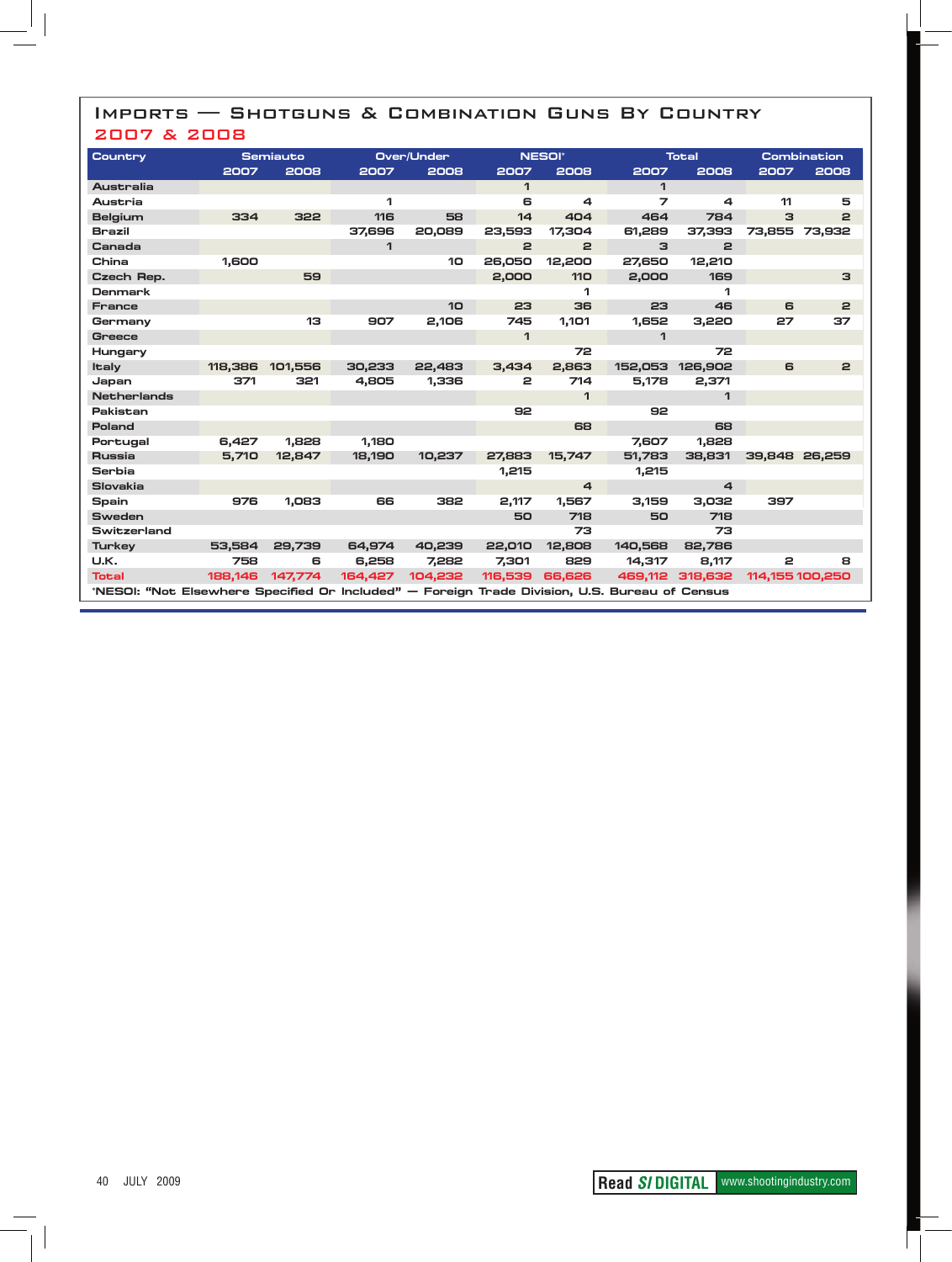## Imports — Shotguns & Combination Guns By Country

## 2007 & 2008

| Country | Semiauto | | Over/Under | | NESOI* | | Total | | Combination | |
|---|---|---|---|---|---|---|---|---|---|---|
| | 2007 | 2008 | 2007 | 2008 | 2007 | 2008 | 2007 | 2008 | 2007 | 2008 |
| Australia | | | | | 1 | | 1 | | | |
| Austria | | | 1 | | 6 | 4 | 7 | 4 | 11 | 5 |
| Belgium | 334 | 322 | 116 | 58 | 14 | 404 | 464 | 784 | 3 | 2 |
| Brazil | | | 37,696 | 20,089 | 23,593 | 17,304 | 61,289 | 37,393 | 73,855 | 73,932 |
| Canada | | | 1 | | 2 | 2 | 3 | 2 | | |
| China | 1,600 | | | 10 | 26,050 | 12,200 | 27,650 | 12,210 | | |
| Czech Rep. | | 59 | | | 2,000 | 110 | 2,000 | 169 | | 3 |
| Denmark | | | | | | 1 | | 1 | | |
| France | | | | 10 | 23 | 36 | 23 | 46 | 6 | 2 |
| Germany | | 13 | 907 | 2,106 | 745 | 1,101 | 1,652 | 3,220 | 27 | 37 |
| Greece | | | | | 1 | | 1 | | | |
| Hungary | | | | | | 72 | | 72 | | |
| Italy | 118,386 | 101,556 | 30,233 | 22,483 | 3,434 | 2,863 | 152,053 | 126,902 | 6 | 2 |
| Japan | 371 | 321 | 4,805 | 1,336 | 2 | 714 | 5,178 | 2,371 | | |
| Netherlands | | | | | | 1 | | 1 | | |
| Pakistan | | | | | 92 | | 92 | | | |
| Poland | | | | | | 68 | | 68 | | |
| Portugal | 6,427 | 1,828 | 1,180 | | | | 7,607 | 1,828 | | |
| Russia | 5,710 | 12,847 | 18,190 | 10,237 | 27,883 | 15,747 | 51,783 | 38,831 | 39,848 | 26,259 |
| Serbia | | | | | 1,215 | | 1,215 | | | |
| Slovakia | | | | | | 4 | | 4 | | |
| Spain | 976 | 1,083 | 66 | 382 | 2,117 | 1,567 | 3,159 | 3,032 | 397 | |
| Sweden | | | | | 50 | 718 | 50 | 718 | | |
| Switzerland | | | | | | 73 | | 73 | | |
| Turkey | 53,584 | 29,739 | 64,974 | 40,239 | 22,010 | 12,808 | 140,568 | 82,786 | | |
| U.K. | 758 | 6 | 6,258 | 7,282 | 7,301 | 829 | 14,317 | 8,117 | 2 | 8 |
| Total | 188,146 | 147,774 | 164,427 | 104,232 | 116,539 | 66,626 | 469,112 | 318,632 | 114,155 | 100,250 |

*NESOI: "Not Elsewhere Specified Or Included" — Foreign Trade Division, U.S. Bureau of Census

Read SI DIGITAL www.shootingindustry.com